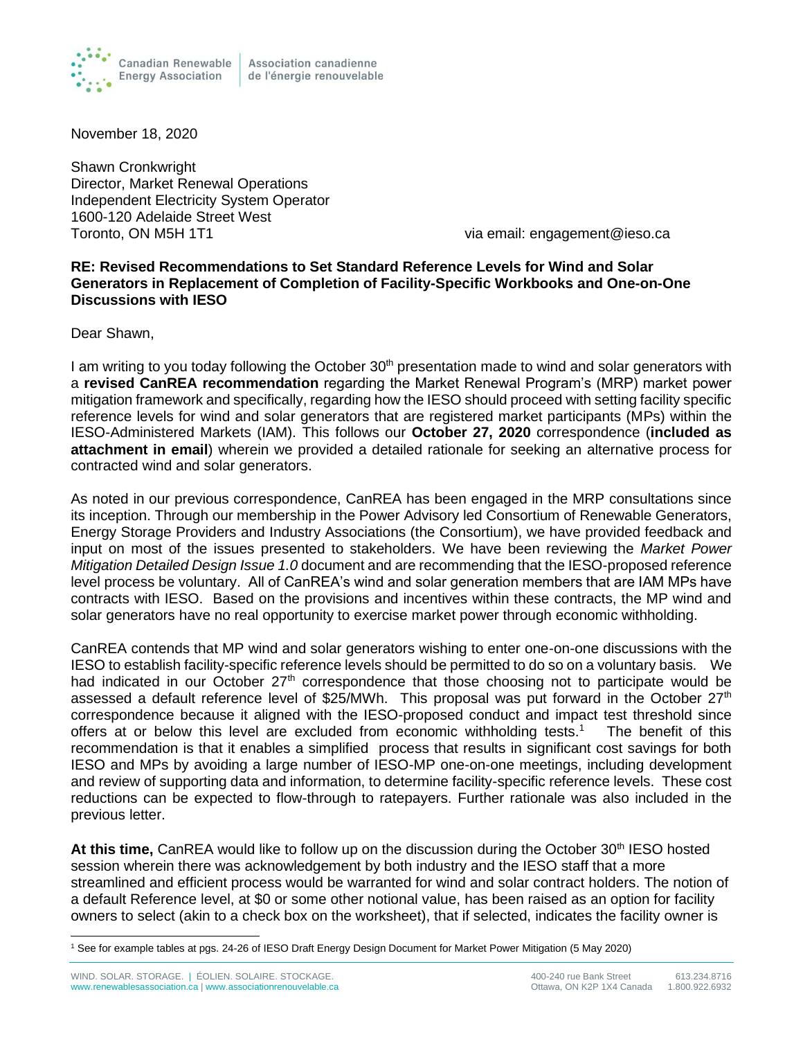Canadian Renewable Energy Association | Association canadienne de l'énergie renouvelable

November 18, 2020

Shawn Cronkwright
Director, Market Renewal Operations
Independent Electricity System Operator
1600-120 Adelaide Street West
Toronto, ON M5H 1T1

via email: engagement@ieso.ca

**RE: Revised Recommendations to Set Standard Reference Levels for Wind and Solar Generators in Replacement of Completion of Facility-Specific Workbooks and One-on-One Discussions with IESO**

Dear Shawn,

I am writing to you today following the October 30th presentation made to wind and solar generators with a **revised CanREA recommendation** regarding the Market Renewal Program's (MRP) market power mitigation framework and specifically, regarding how the IESO should proceed with setting facility specific reference levels for wind and solar generators that are registered market participants (MPs) within the IESO-Administered Markets (IAM). This follows our **October 27, 2020** correspondence (**included as attachment in email**) wherein we provided a detailed rationale for seeking an alternative process for contracted wind and solar generators.

As noted in our previous correspondence, CanREA has been engaged in the MRP consultations since its inception. Through our membership in the Power Advisory led Consortium of Renewable Generators, Energy Storage Providers and Industry Associations (the Consortium), we have provided feedback and input on most of the issues presented to stakeholders. We have been reviewing the *Market Power Mitigation Detailed Design Issue 1.0* document and are recommending that the IESO-proposed reference level process be voluntary. All of CanREA's wind and solar generation members that are IAM MPs have contracts with IESO. Based on the provisions and incentives within these contracts, the MP wind and solar generators have no real opportunity to exercise market power through economic withholding.

CanREA contends that MP wind and solar generators wishing to enter one-on-one discussions with the IESO to establish facility-specific reference levels should be permitted to do so on a voluntary basis. We had indicated in our October 27th correspondence that those choosing not to participate would be assessed a default reference level of $25/MWh. This proposal was put forward in the October 27th correspondence because it aligned with the IESO-proposed conduct and impact test threshold since offers at or below this level are excluded from economic withholding tests.[1] The benefit of this recommendation is that it enables a simplified process that results in significant cost savings for both IESO and MPs by avoiding a large number of IESO-MP one-on-one meetings, including development and review of supporting data and information, to determine facility-specific reference levels. These cost reductions can be expected to flow-through to ratepayers. Further rationale was also included in the previous letter.

**At this time,** CanREA would like to follow up on the discussion during the October 30th IESO hosted session wherein there was acknowledgement by both industry and the IESO staff that a more streamlined and efficient process would be warranted for wind and solar contract holders. The notion of a default Reference level, at $0 or some other notional value, has been raised as an option for facility owners to select (akin to a check box on the worksheet), that if selected, indicates the facility owner is

[1] See for example tables at pgs. 24-26 of IESO Draft Energy Design Document for Market Power Mitigation (5 May 2020)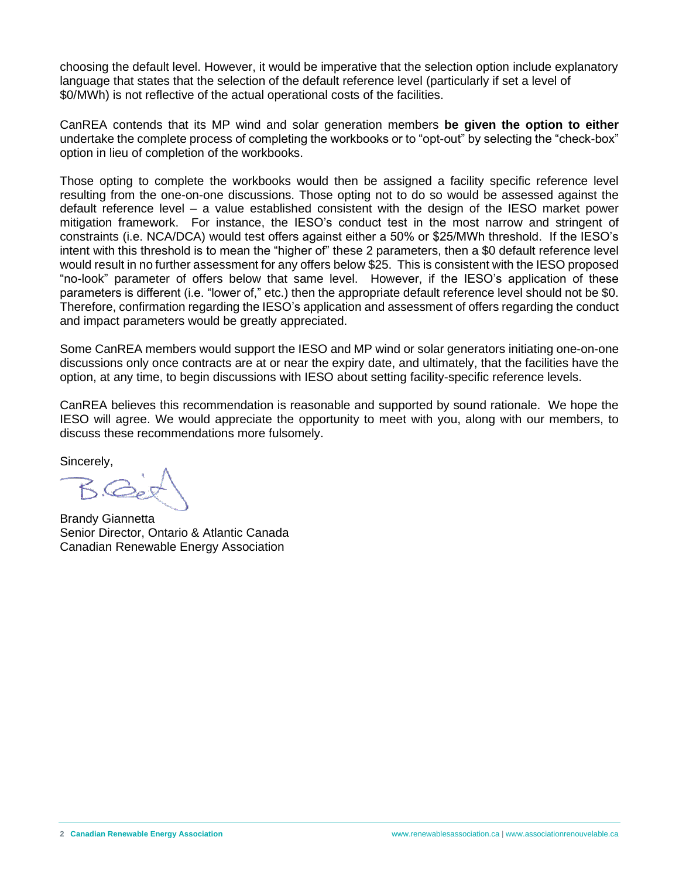choosing the default level. However, it would be imperative that the selection option include explanatory language that states that the selection of the default reference level (particularly if set a level of $0/MWh) is not reflective of the actual operational costs of the facilities.

CanREA contends that its MP wind and solar generation members **be given the option to either** undertake the complete process of completing the workbooks or to "opt-out" by selecting the "check-box" option in lieu of completion of the workbooks.

Those opting to complete the workbooks would then be assigned a facility specific reference level resulting from the one-on-one discussions. Those opting not to do so would be assessed against the default reference level – a value established consistent with the design of the IESO market power mitigation framework. For instance, the IESO's conduct test in the most narrow and stringent of constraints (i.e. NCA/DCA) would test offers against either a 50% or $25/MWh threshold. If the IESO's intent with this threshold is to mean the "higher of" these 2 parameters, then a $0 default reference level would result in no further assessment for any offers below $25. This is consistent with the IESO proposed "no-look" parameter of offers below that same level. However, if the IESO's application of these parameters is different (i.e. "lower of," etc.) then the appropriate default reference level should not be $0. Therefore, confirmation regarding the IESO's application and assessment of offers regarding the conduct and impact parameters would be greatly appreciated.

Some CanREA members would support the IESO and MP wind or solar generators initiating one-on-one discussions only once contracts are at or near the expiry date, and ultimately, that the facilities have the option, at any time, to begin discussions with IESO about setting facility-specific reference levels.

CanREA believes this recommendation is reasonable and supported by sound rationale. We hope the IESO will agree. We would appreciate the opportunity to meet with you, along with our members, to discuss these recommendations more fulsomely.

Sincerely,

Brandy Giannetta
Senior Director, Ontario & Atlantic Canada
Canadian Renewable Energy Association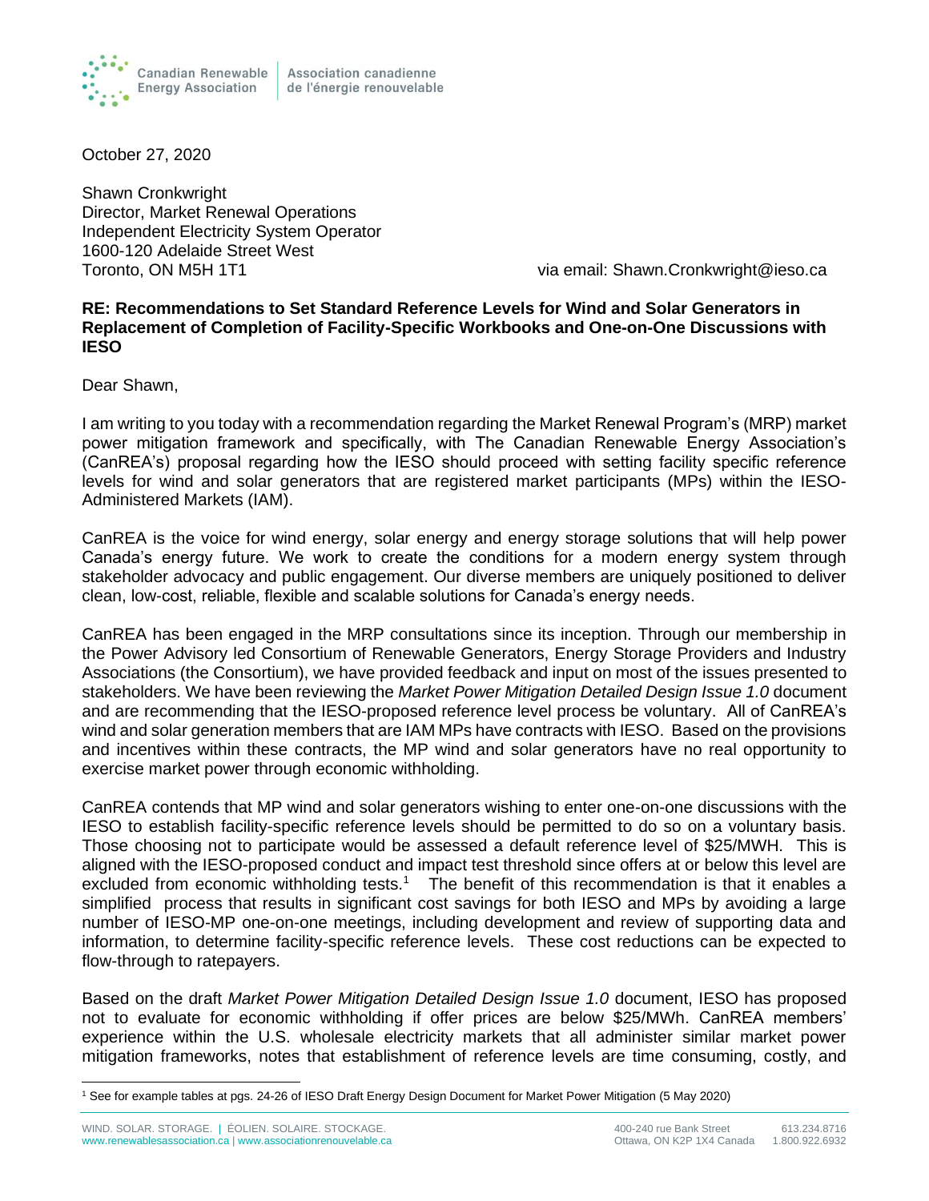October 27, 2020

Shawn Cronkwright
Director, Market Renewal Operations
Independent Electricity System Operator
1600-120 Adelaide Street West
Toronto, ON M5H 1T1

via email: Shawn.Cronkwright@ieso.ca

**RE: Recommendations to Set Standard Reference Levels for Wind and Solar Generators in Replacement of Completion of Facility-Specific Workbooks and One-on-One Discussions with IESO**

Dear Shawn,

I am writing to you today with a recommendation regarding the Market Renewal Program's (MRP) market power mitigation framework and specifically, with The Canadian Renewable Energy Association's (CanREA's) proposal regarding how the IESO should proceed with setting facility specific reference levels for wind and solar generators that are registered market participants (MPs) within the IESO-Administered Markets (IAM).

CanREA is the voice for wind energy, solar energy and energy storage solutions that will help power Canada's energy future. We work to create the conditions for a modern energy system through stakeholder advocacy and public engagement. Our diverse members are uniquely positioned to deliver clean, low-cost, reliable, flexible and scalable solutions for Canada's energy needs.

CanREA has been engaged in the MRP consultations since its inception. Through our membership in the Power Advisory led Consortium of Renewable Generators, Energy Storage Providers and Industry Associations (the Consortium), we have provided feedback and input on most of the issues presented to stakeholders. We have been reviewing the *Market Power Mitigation Detailed Design Issue 1.0* document and are recommending that the IESO-proposed reference level process be voluntary. All of CanREA's wind and solar generation members that are IAM MPs have contracts with IESO. Based on the provisions and incentives within these contracts, the MP wind and solar generators have no real opportunity to exercise market power through economic withholding.

CanREA contends that MP wind and solar generators wishing to enter one-on-one discussions with the IESO to establish facility-specific reference levels should be permitted to do so on a voluntary basis. Those choosing not to participate would be assessed a default reference level of $25/MWH. This is aligned with the IESO-proposed conduct and impact test threshold since offers at or below this level are excluded from economic withholding tests.[1] The benefit of this recommendation is that it enables a simplified process that results in significant cost savings for both IESO and MPs by avoiding a large number of IESO-MP one-on-one meetings, including development and review of supporting data and information, to determine facility-specific reference levels. These cost reductions can be expected to flow-through to ratepayers.

Based on the draft *Market Power Mitigation Detailed Design Issue 1.0* document, IESO has proposed not to evaluate for economic withholding if offer prices are below $25/MWh. CanREA members' experience within the U.S. wholesale electricity markets that all administer similar market power mitigation frameworks, notes that establishment of reference levels are time consuming, costly, and

[1] See for example tables at pgs. 24-26 of IESO Draft Energy Design Document for Market Power Mitigation (5 May 2020)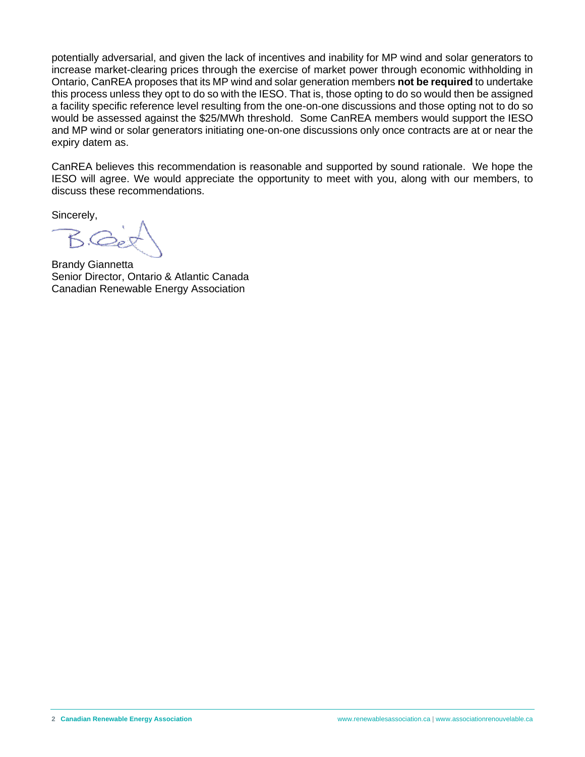potentially adversarial, and given the lack of incentives and inability for MP wind and solar generators to increase market-clearing prices through the exercise of market power through economic withholding in Ontario, CanREA proposes that its MP wind and solar generation members **not be required** to undertake this process unless they opt to do so with the IESO. That is, those opting to do so would then be assigned a facility specific reference level resulting from the one-on-one discussions and those opting not to do so would be assessed against the $25/MWh threshold. Some CanREA members would support the IESO and MP wind or solar generators initiating one-on-one discussions only once contracts are at or near the expiry datem as.

CanREA believes this recommendation is reasonable and supported by sound rationale. We hope the IESO will agree. We would appreciate the opportunity to meet with you, along with our members, to discuss these recommendations.

Sincerely,

Brandy Giannetta
Senior Director, Ontario & Atlantic Canada
Canadian Renewable Energy Association